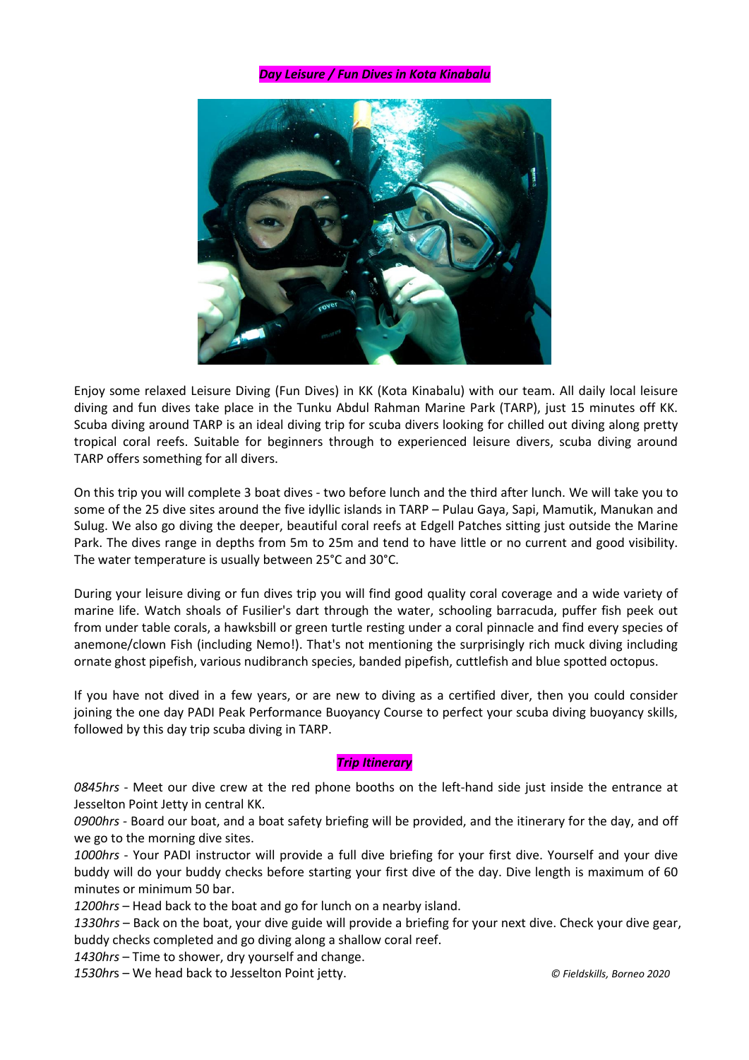## *Day Leisure / Fun Dives in Kota Kinabalu*

Enjoy some relaxed Leisure Diving (Fun Dives) in KK (Kota Kinabalu) with our team. All daily local leisure diving and fun dives take place in the Tunku Abdul Rahman Marine Park (TARP), just 15 minutes off KK. Scuba diving around TARP is an ideal diving trip for scuba divers looking for chilled out diving along pretty tropical coral reefs. Suitable for beginners through to experienced leisure divers, scuba diving around TARP offers something for all divers.

On this trip you will complete 3 boat dives - two before lunch and the third after lunch. We will take you to some of the 25 dive sites around the five idyllic islands in TARP – Pulau Gaya, Sapi, Mamutik, Manukan and Sulug. We also go diving the deeper, beautiful coral reefs at Edgell Patches sitting just outside the Marine Park. The dives range in depths from 5m to 25m and tend to have little or no current and good visibility. The water temperature is usually between 25°C and 30°C.

During your leisure diving or fun dives trip you will find good quality coral coverage and a wide variety of marine life. Watch shoals of Fusilier's dart through the water, schooling barracuda, puffer fish peek out from under table corals, a hawksbill or green turtle resting under a coral pinnacle and find every species of anemone/clown Fish (including Nemo!). That's not mentioning the surprisingly rich muck diving including ornate ghost pipefish, various nudibranch species, banded pipefish, cuttlefish and blue spotted octopus.

If you have not dived in a few years, or are new to diving as a certified diver, then you could consider joining the one day PADI Peak Performance Buoyancy Course to perfect your scuba diving buoyancy skills, followed by this day trip scuba diving in TARP.

### *Trip Itinerary*

*0845hrs* - Meet our dive crew at the red phone booths on the left-hand side just inside the entrance at Jesselton Point Jetty in central KK.
*0900hrs* - Board our boat, and a boat safety briefing will be provided, and the itinerary for the day, and off we go to the morning dive sites.
*1000hrs* - Your PADI instructor will provide a full dive briefing for your first dive. Yourself and your dive buddy will do your buddy checks before starting your first dive of the day. Dive length is maximum of 60 minutes or minimum 50 bar.
*1200hrs* – Head back to the boat and go for lunch on a nearby island.
*1330hrs* – Back on the boat, your dive guide will provide a briefing for your next dive. Check your dive gear, buddy checks completed and go diving along a shallow coral reef.
*1430hrs* – Time to shower, dry yourself and change.
*1530hrs* – We head back to Jesselton Point jetty.

*© Fieldskills, Borneo 2020*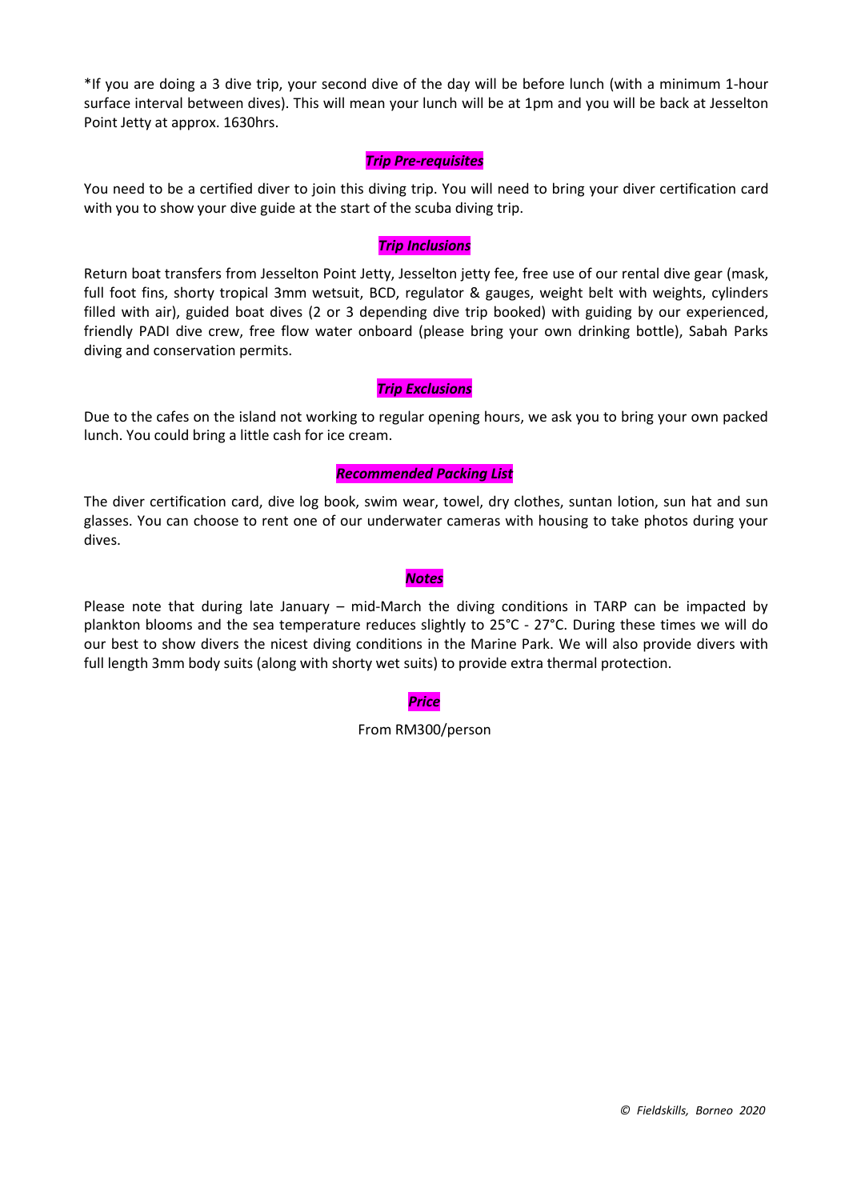*If you are doing a 3 dive trip, your second dive of the day will be before lunch (with a minimum 1-hour surface interval between dives). This will mean your lunch will be at 1pm and you will be back at Jesselton Point Jetty at approx. 1630hrs.

### ***Trip Pre-requisites***

You need to be a certified diver to join this diving trip. You will need to bring your diver certification card with you to show your dive guide at the start of the scuba diving trip.

### ***Trip Inclusions***

Return boat transfers from Jesselton Point Jetty, Jesselton jetty fee, free use of our rental dive gear (mask, full foot fins, shorty tropical 3mm wetsuit, BCD, regulator & gauges, weight belt with weights, cylinders filled with air), guided boat dives (2 or 3 depending dive trip booked) with guiding by our experienced, friendly PADI dive crew, free flow water onboard (please bring your own drinking bottle), Sabah Parks diving and conservation permits.

### ***Trip Exclusions***

Due to the cafes on the island not working to regular opening hours, we ask you to bring your own packed lunch. You could bring a little cash for ice cream.

### ***Recommended Packing List***

The diver certification card, dive log book, swim wear, towel, dry clothes, suntan lotion, sun hat and sun glasses. You can choose to rent one of our underwater cameras with housing to take photos during your dives.

### ***Notes***

Please note that during late January – mid-March the diving conditions in TARP can be impacted by plankton blooms and the sea temperature reduces slightly to 25°C - 27°C. During these times we will do our best to show divers the nicest diving conditions in the Marine Park. We will also provide divers with full length 3mm body suits (along with shorty wet suits) to provide extra thermal protection.

### ***Price***

From RM300/person

*© Fieldskills, Borneo 2020*